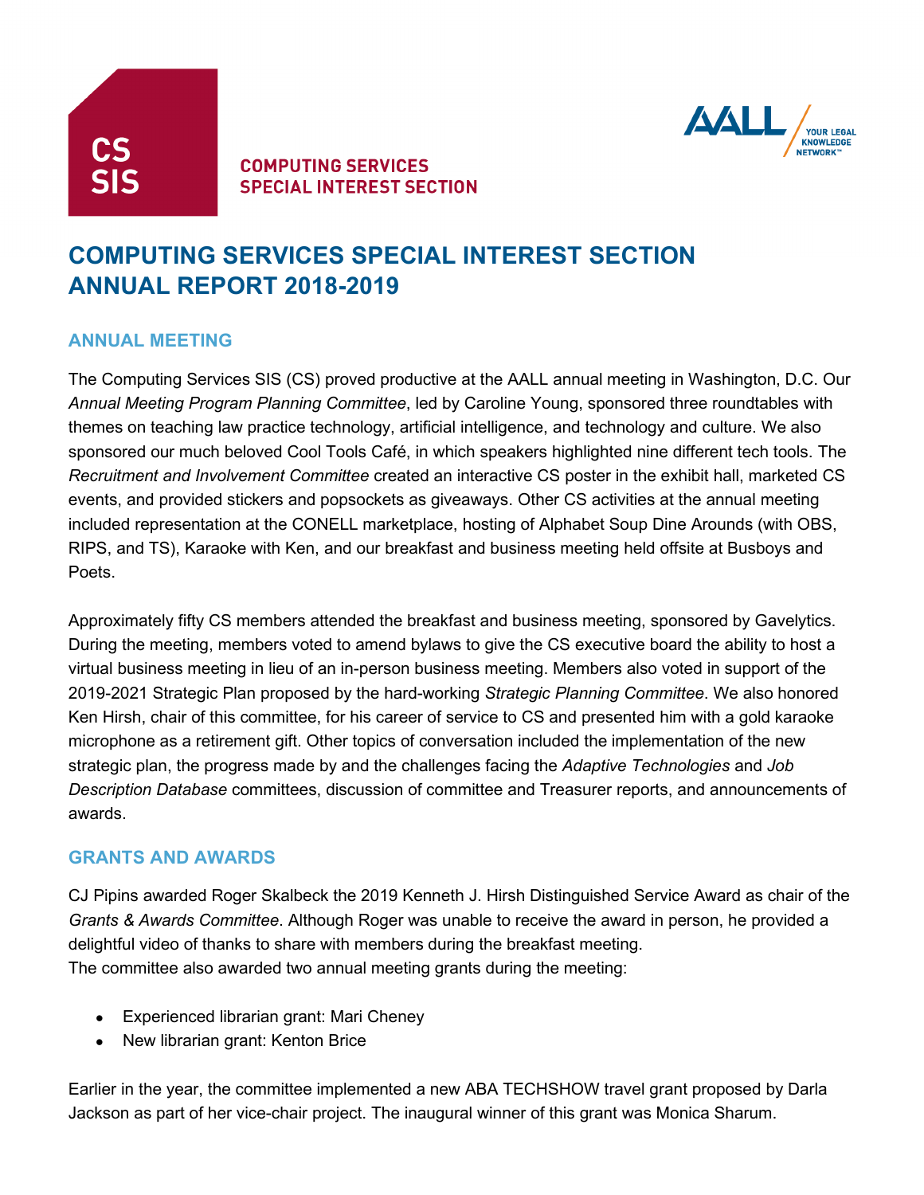CS SIS

COMPUTING SERVICES
SPECIAL INTEREST SECTION

AALL YOUR LEGAL KNOWLEDGE NETWORK™

# COMPUTING SERVICES SPECIAL INTEREST SECTION ANNUAL REPORT 2018-2019

## ANNUAL MEETING

The Computing Services SIS (CS) proved productive at the AALL annual meeting in Washington, D.C. Our *Annual Meeting Program Planning Committee*, led by Caroline Young, sponsored three roundtables with themes on teaching law practice technology, artificial intelligence, and technology and culture. We also sponsored our much beloved Cool Tools Café, in which speakers highlighted nine different tech tools. The *Recruitment and Involvement Committee* created an interactive CS poster in the exhibit hall, marketed CS events, and provided stickers and popsockets as giveaways. Other CS activities at the annual meeting included representation at the CONELL marketplace, hosting of Alphabet Soup Dine Arounds (with OBS, RIPS, and TS), Karaoke with Ken, and our breakfast and business meeting held offsite at Busboys and Poets.

Approximately fifty CS members attended the breakfast and business meeting, sponsored by Gavelytics. During the meeting, members voted to amend bylaws to give the CS executive board the ability to host a virtual business meeting in lieu of an in-person business meeting. Members also voted in support of the 2019-2021 Strategic Plan proposed by the hard-working *Strategic Planning Committee*. We also honored Ken Hirsh, chair of this committee, for his career of service to CS and presented him with a gold karaoke microphone as a retirement gift. Other topics of conversation included the implementation of the new strategic plan, the progress made by and the challenges facing the *Adaptive Technologies* and *Job Description Database* committees, discussion of committee and Treasurer reports, and announcements of awards.

## GRANTS AND AWARDS

CJ Pipins awarded Roger Skalbeck the 2019 Kenneth J. Hirsh Distinguished Service Award as chair of the *Grants & Awards Committee*. Although Roger was unable to receive the award in person, he provided a delightful video of thanks to share with members during the breakfast meeting.
The committee also awarded two annual meeting grants during the meeting:

- Experienced librarian grant: Mari Cheney
- New librarian grant: Kenton Brice

Earlier in the year, the committee implemented a new ABA TECHSHOW travel grant proposed by Darla Jackson as part of her vice-chair project. The inaugural winner of this grant was Monica Sharum.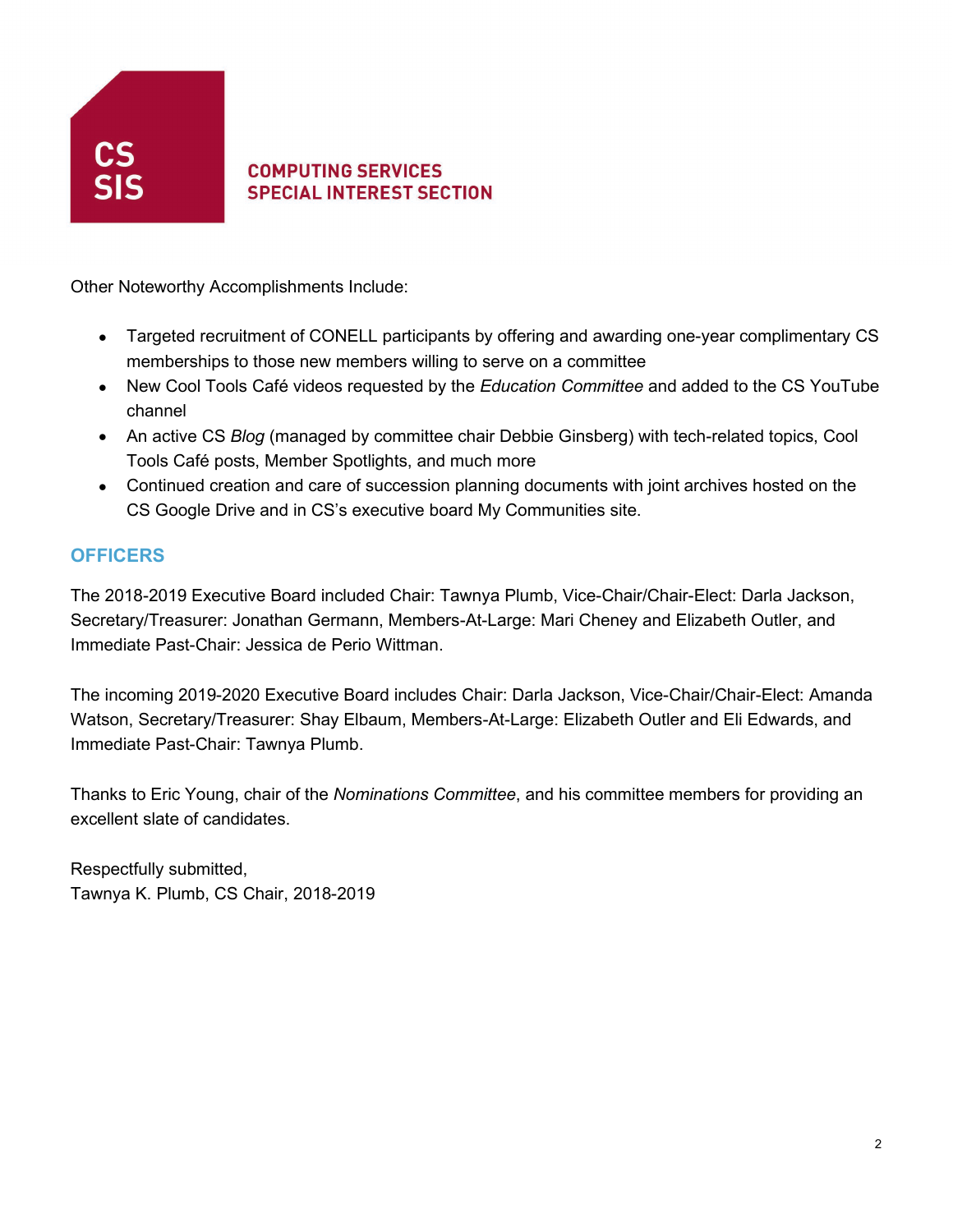**CS SIS**

**COMPUTING SERVICES SPECIAL INTEREST SECTION**

Other Noteworthy Accomplishments Include:

- Targeted recruitment of CONELL participants by offering and awarding one-year complimentary CS memberships to those new members willing to serve on a committee
- New Cool Tools Café videos requested by the *Education Committee* and added to the CS YouTube channel
- An active CS *Blog* (managed by committee chair Debbie Ginsberg) with tech-related topics, Cool Tools Café posts, Member Spotlights, and much more
- Continued creation and care of succession planning documents with joint archives hosted on the CS Google Drive and in CS's executive board My Communities site.

## OFFICERS

The 2018-2019 Executive Board included Chair: Tawnya Plumb, Vice-Chair/Chair-Elect: Darla Jackson, Secretary/Treasurer: Jonathan Germann, Members-At-Large: Mari Cheney and Elizabeth Outler, and Immediate Past-Chair: Jessica de Perio Wittman.

The incoming 2019-2020 Executive Board includes Chair: Darla Jackson, Vice-Chair/Chair-Elect: Amanda Watson, Secretary/Treasurer: Shay Elbaum, Members-At-Large: Elizabeth Outler and Eli Edwards, and Immediate Past-Chair: Tawnya Plumb.

Thanks to Eric Young, chair of the *Nominations Committee*, and his committee members for providing an excellent slate of candidates.

Respectfully submitted,
Tawnya K. Plumb, CS Chair, 2018-2019